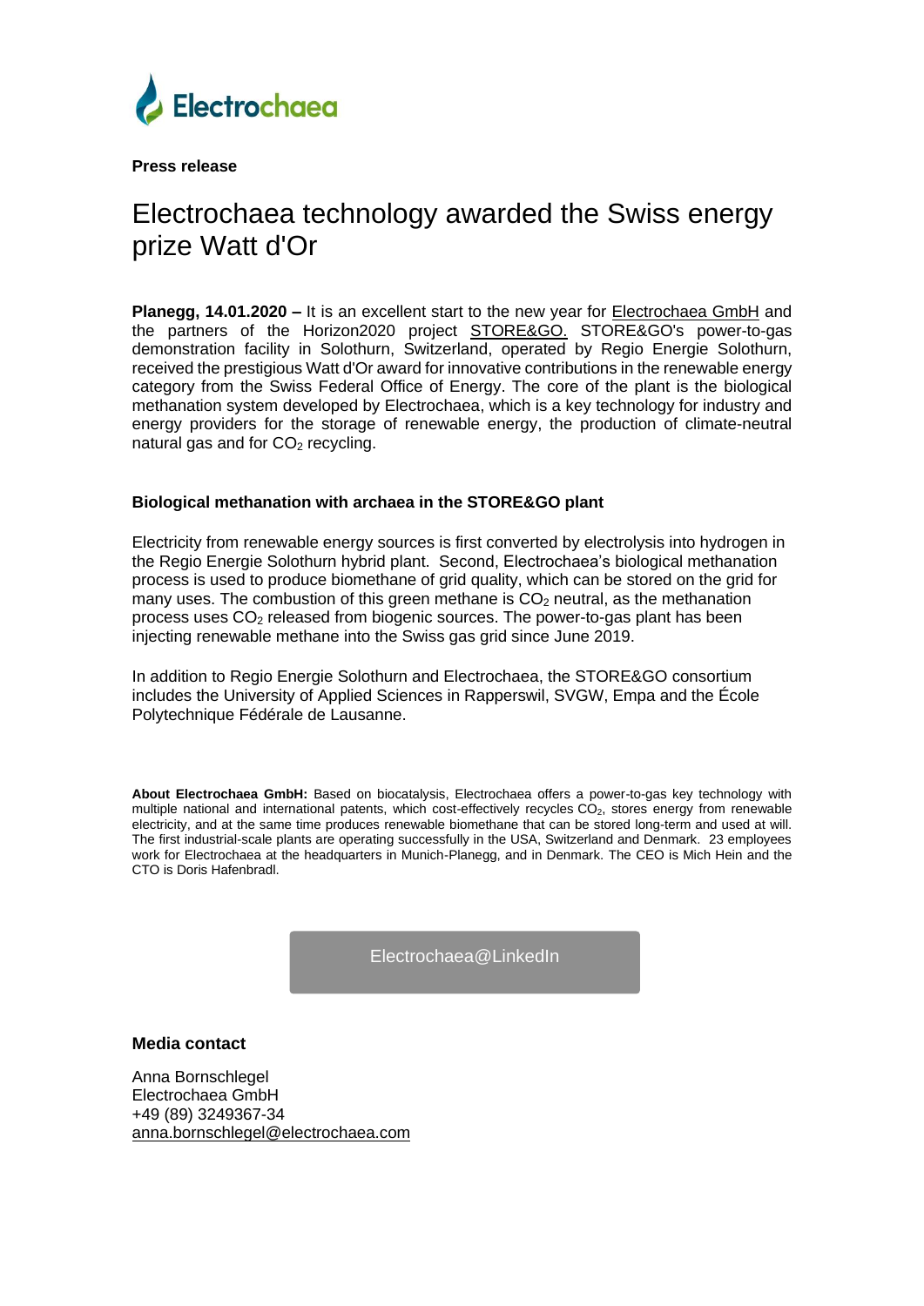Electrochaea

**Press release**

# Electrochaea technology awarded the Swiss energy prize Watt d'Or

**Planegg, 14.01.2020 –** It is an excellent start to the new year for Electrochaea GmbH and the partners of the Horizon2020 project STORE&GO. STORE&GO's power-to-gas demonstration facility in Solothurn, Switzerland, operated by Regio Energie Solothurn, received the prestigious Watt d'Or award for innovative contributions in the renewable energy category from the Swiss Federal Office of Energy. The core of the plant is the biological methanation system developed by Electrochaea, which is a key technology for industry and energy providers for the storage of renewable energy, the production of climate-neutral natural gas and for $CO_2$ recycling.

### Biological methanation with archaea in the STORE&GO plant

Electricity from renewable energy sources is first converted by electrolysis into hydrogen in the Regio Energie Solothurn hybrid plant. Second, Electrochaea's biological methanation process is used to produce biomethane of grid quality, which can be stored on the grid for many uses. The combustion of this green methane is $CO_2$ neutral, as the methanation process uses $CO_2$ released from biogenic sources. The power-to-gas plant has been injecting renewable methane into the Swiss gas grid since June 2019.

In addition to Regio Energie Solothurn and Electrochaea, the STORE&GO consortium includes the University of Applied Sciences in Rapperswil, SVGW, Empa and the École Polytechnique Fédérale de Lausanne.

**About Electrochaea GmbH:** Based on biocatalysis, Electrochaea offers a power-to-gas key technology with multiple national and international patents, which cost-effectively recycles $CO_2$, stores energy from renewable electricity, and at the same time produces renewable biomethane that can be stored long-term and used at will. The first industrial-scale plants are operating successfully in the USA, Switzerland and Denmark. 23 employees work for Electrochaea at the headquarters in Munich-Planegg, and in Denmark. The CEO is Mich Hein and the CTO is Doris Hafenbradl.

Electrochaea@LinkedIn

### Media contact

Anna Bornschlegel
Electrochaea GmbH
+49 (89) 3249367-34
anna.bornschlegel@electrochaea.com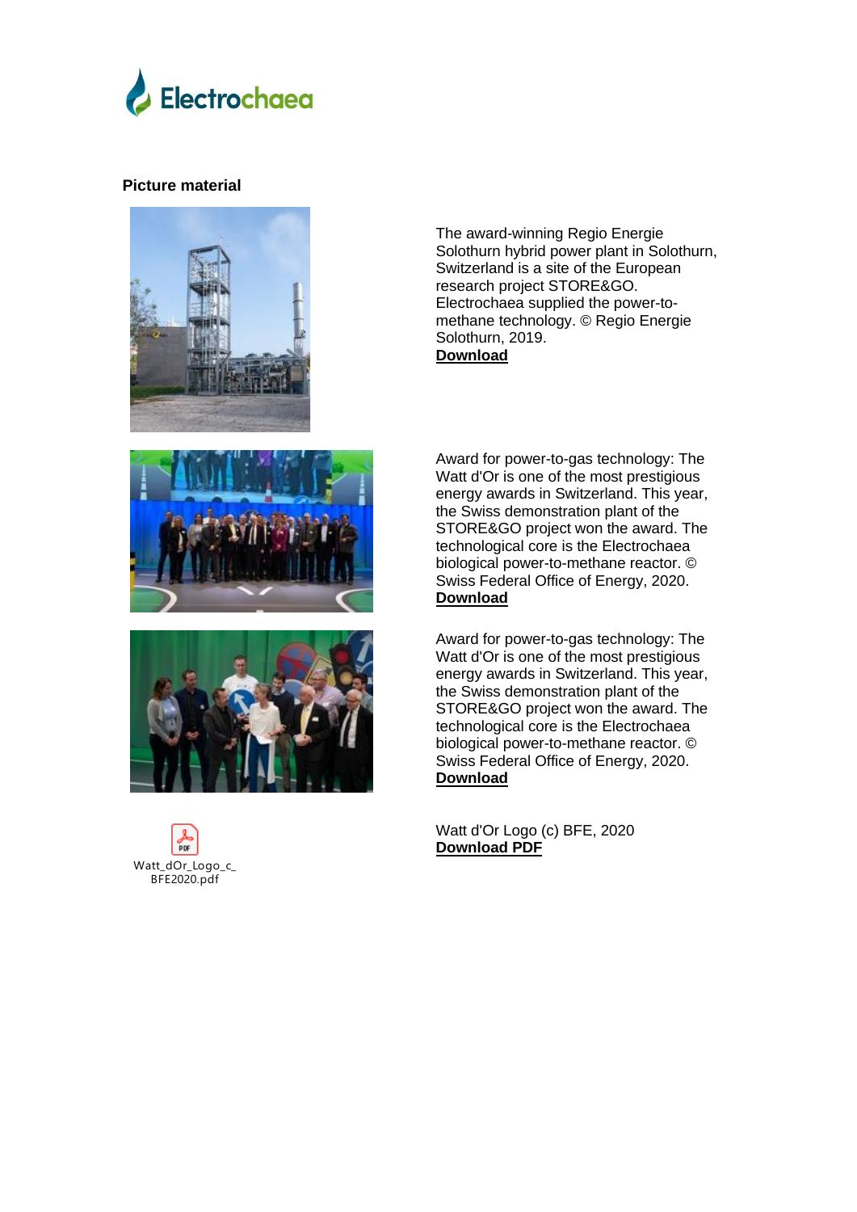**Picture material**

The award-winning Regio Energie Solothurn hybrid power plant in Solothurn, Switzerland is a site of the European research project STORE&GO. Electrochaea supplied the power-to-methane technology. © Regio Energie Solothurn, 2019.
**Download**

Award for power-to-gas technology: The Watt d'Or is one of the most prestigious energy awards in Switzerland. This year, the Swiss demonstration plant of the STORE&GO project won the award. The technological core is the Electrochaea biological power-to-methane reactor. © Swiss Federal Office of Energy, 2020.
**Download**

Award for power-to-gas technology: The Watt d'Or is one of the most prestigious energy awards in Switzerland. This year, the Swiss demonstration plant of the STORE&GO project won the award. The technological core is the Electrochaea biological power-to-methane reactor. © Swiss Federal Office of Energy, 2020.
**Download**

Watt_dOr_Logo_c_BFE2020.pdf

Watt d'Or Logo (c) BFE, 2020
**Download PDF**